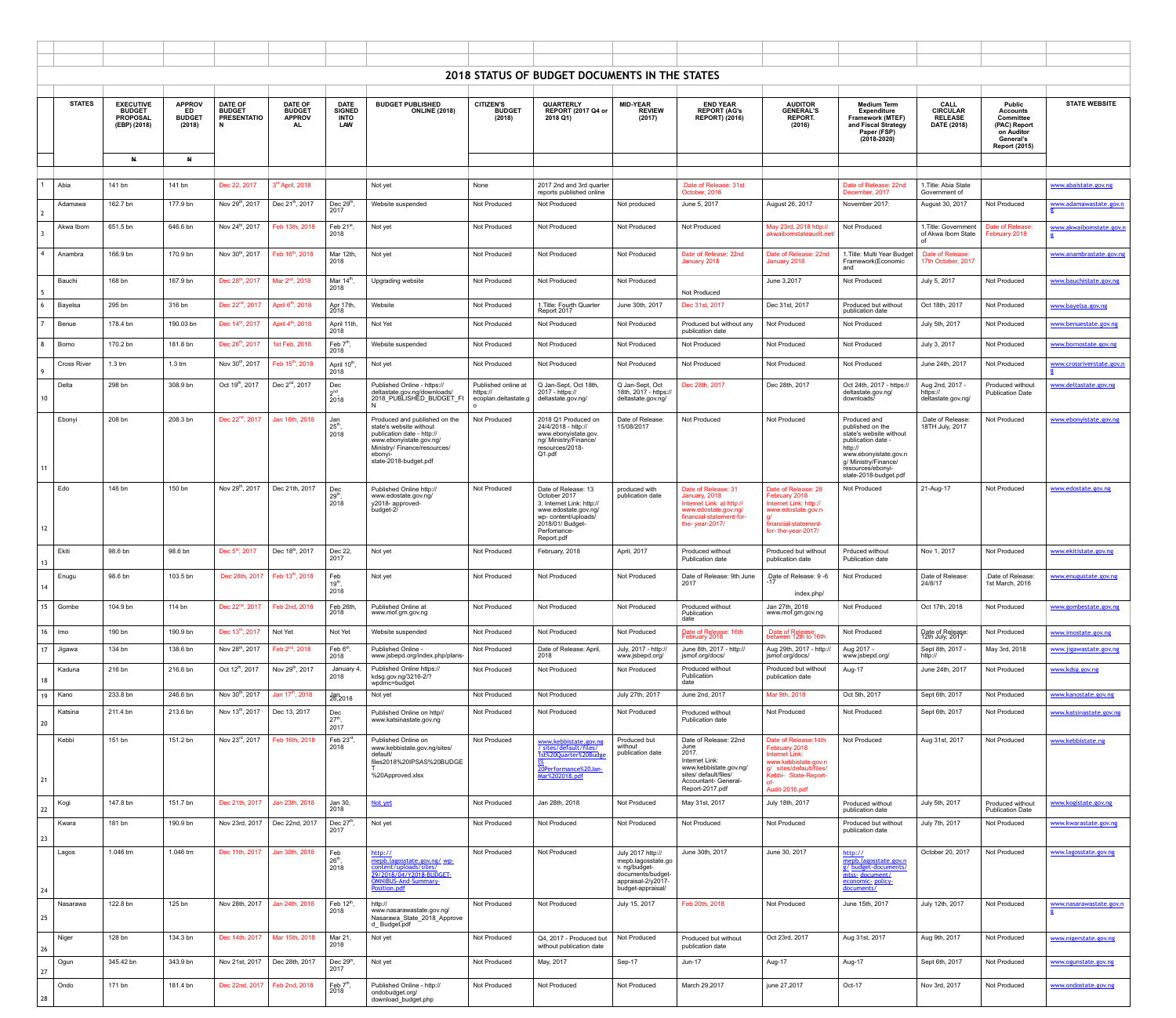# 2018 STATUS OF BUDGET DOCUMENTS IN THE STATES

| | STATES | EXECUTIVE BUDGET PROPOSAL (EBP) (2018) | APPROVED BUDGET (2018) | DATE OF BUDGET PRESENTATION | DATE OF BUDGET APPROVAL | DATE SIGNED INTO LAW | BUDGET PUBLISHED ONLINE (2018) | CITIZEN'S BUDGET (2018) | QUARTERLY REPORT (2017 Q4 or 2018 Q1) | MID-YEAR REVIEW (2017) | END YEAR REPORT (AG's REPORT) (2016) | AUDITOR GENERAL'S REPORT. (2016) | Medium Term Expenditure Framework (MTEF) and Fiscal Strategy Paper (FSP) (2018-2020) | CALL CIRCULAR RELEASE DATE (2018) | Public Accounts Committee (PAC) Report on Auditor General's Report (2015) | STATE WEBSITE |
|---|---|---|---|---|---|---|---|---|---|---|---|---|---|---|---|---|
| | | ₦ | ₦ | | | | | | | | | | | | | |
| 1 | Abia | 141 bn | 141 bn | Dec 22, 2017 | 3rd April, 2018 | | Not yet | None | 2017 2nd and 3rd quarter reports published online | | Date of Release: 31st October, 2016 | | Date of Release: 22nd December, 2017 | 1.Title: Abia State Government of | | www.abiastate.gov.ng |
| 2 | Adamawa | 162.7 bn | 177.9 bn | Nov 29th, 2017 | Dec 21th, 2017 | Dec 29th, 2017 | Website suspended | Not Produced | Not Produced | Not produced | June 5, 2017 | August 26, 2017 | November 2017: | August 30, 2017 | Not Produced | www.adamawastate.gov.ng |
| 3 | Akwa Ibom | 651.5 bn | 646.6 bn | Nov 24th, 2017 | Feb 13th, 2018 | Feb 21st, 2018 | Not yet | Not Produced | Not Produced | Not Produced | Not Produced | May 23rd, 2018 http:// akwaibomstateaudit.net/ | Not Produced | 1.Title: Government of Akwa Ibom State of | Date of Release: February 2018 | www.akwaibomstate.gov.ng |
| 4 | Anambra | 166.9 bn | 170.9 bn | Nov 30th, 2017 | Feb 16th, 2018 | Mar 12th, 2018 | Not yet | Not Produced | Not Produced | Not Produced | Date of Release: 22nd January 2018 | Date of Release: 22nd January 2018 | 1.Title: Multi Year Budget Framework(Economic and | Date of Release: 17th October, 2017 | | www.anambrastate.gov.ng |
| 5 | Bauchi | 168 bn | 167.9 bn | Dec 28th, 2017 | Mar 2nd, 2018 | Mar 14th, 2018 | Upgrading website | Not Produced | Not Produced | Not Produced | Not Produced | June 3,2017 | Not Produced | July 5, 2017 | Not Produced | www.bauchistate.gov.ng |
| 6 | Bayelsa | 295 bn | 316 bn | Dec 22nd, 2017 | April 6th, 2018 | Apr 17th, 2018 | Website | Not Produced | 1.Title: Fourth Quarter Report 2017 | June 30th, 2017 | Dec 31st, 2017 | Dec 31st, 2017 | Produced but without publication date | Oct 18th, 2017 | Not Produced | www.bayelsa.gov.ng |
| 7 | Benue | 178.4 bn | 190.03 bn | Dec 14th, 2017 | April 4th, 2018 | April 11th, 2018 | Not Yet | Not Produced | Not Produced | Not Produced | Produced but without any publication date | Not Produced | Not Produced | July 5th, 2017 | Not Produced | www.benuestate.gov.ng |
| 8 | Borno | 170.2 bn | 181.8 bn | Dec 28th, 2017 | 1st Feb, 2018 | Feb 7th, 2018 | Website suspended | Not Produced | Not Produced | Not Produced | Not Produced | Not Produced | Not Produced | July 3, 2017 | Not Produced | www.bornostate.gov.ng |
| 9 | Cross River | 1.3 trn | 1.3 trn | Nov 30th, 2017 | Feb 15th, 2018 | April 10th, 2018 | Not yet | Not Produced | Not Produced | Not Produced | Not Produced | Not Produced | Not Produced | June 24th, 2017 | Not Produced | www.crossriverstate.gov.ng |
| 10 | Delta | 298 bn | 308.9 bn | Oct 19th, 2017 | Dec 2nd, 2017 | Dec 2nd, 2018 | Published Online - https:// deltastate.gov.ng/downloads/ 2018_PUBLISHED_BUDGET_FIN | Published online at https:// ecoplan.deltastate.go | Q Jan-Sept, Oct 18th, 2017 - https:// deltastate.gov.ng/ | Q Jan-Sept, Oct 18th, 2017 - https:// deltastate.gov.ng/ | Dec 28th, 2017 | Dec 28th, 2017 | Oct 24th, 2017 - https:// deltastate.gov.ng/ downloads/ | Aug 2nd, 2017 - https:// deltastate.gov.ng/ | Produced without Publication Date | www.deltastate.gov.ng |
| 11 | Ebonyi | 208 bn | 208.3 bn | Dec 22nd, 2017 | Jan 16th, 2018 | Jan 25th, 2018 | Produced and published on the state's website without publication date - http:// www.ebonyistate.gov.ng/ Ministry/ Finance/resources/ ebonyi-state-2018-budget.pdf | Not Produced | 2018 Q1 Produced on 24/4/2018 - http:// www.ebonyistate.gov. ng/ Ministry/Finance/ resources/2018-Q1.pdf | Date of Release: 15/08/2017 | Not Produced | Not Produced | Produced and published on the state's website without publication date - http:// www.ebonyistate.gov.n g/ Ministry/Finance/ resources/ebonyi-state-2018-budget.pdf | .Date of Release: 18TH July, 2017 | Not Produced | www.ebonyistate.gov.ng |
| 12 | Edo | 146 bn | 150 bn | Nov 29th, 2017 | Dec 21th, 2017 | Dec 29th, 2018 | Published Online http:// www.edostate.gov.ng/ y2018- approved-budget-2/ | Not Produced | Date of Release: 13 October 2017 3. Internet Link: http:// www.edostate.gov.ng/ wp- content/uploads/ 2018/01/ Budget-Perfomance-Report.pdf | produced with publication date | Date of Release: 31 January, 2018 Internet Link: at http:// www.edostate.gov.ng/ financial-statement-for-the- year-2017/ | Date of Release: 28 February 2018 Internet Link: http:// www.edostate.gov.n g/ financial-statement-for- the-year-2017/ | Not Produced | 21-Aug-17 | Not Produced | www.edostate.gov.ng |
| 13 | Ekiti | 98.6 bn | 98.6 bn | Dec 5th, 2017 | Dec 18th, 2017 | Dec 22, 2017 | Not yet | Not Produced | February, 2018 | April, 2017 | Produced without Publication date | Produced but without publication date | Produced without Publication date | Nov 1, 2017 | Not Produced | www.ekitistate.gov.ng |
| 14 | Enugu | 98.6 bn | 103.5 bn | Dec 28th, 2017 | Feb 13th, 2018 | Feb 19th, 2018 | Not yet | Not Produced | Not Produced | Not Produced | Date of Release: 9th June 2017 | .Date of Release: 9 -6 -17 index.php/ | Not Produced | Date of Release: 24/8/17 | .Date of Release: 1st March, 2016 | www.enugustate.gov.ng |
| 15 | Gombe | 104.9 bn | 114 bn | Dec 22nd, 2017 | Feb 2nd, 2018 | Feb 26th, 2018 | Published Online at www.mof.gm.gov.ng | Not Produced | Not Produced | Not Produced | Produced without Publication date | Jan 27th, 2018 www.mof.gm.gov.ng | Not Produced | Oct 17th, 2018 | Not Produced | www.gombestate.gov.ng |
| 16 | Imo | 190 bn | 190.9 bn | Dec 13th, 2017 | Not Yet | Not Yet | Website suspended | Not Produced | Not Produced | Not Produced | Date of Release: 16th February 2018 | .Date of Release: between 12th to 16th | Not Produced | Date of Release: 12th July, 2017 | Not Produced | www.imostate.gov.ng |
| 17 | Jigawa | 134 bn | 138.6 bn | Nov 28th, 2017 | Feb 2nd, 2018 | Feb 6th, 2018 | Published Online - www.jsbepd.org/index.php/plans- | Not Produced | Date of Release: April, 2018 | July, 2017 - http:// www.jsbepd.org/ | June 8th, 2017 - http:// jsmof.org/docs/ | Aug 29th, 2017 - http:// jsmof.org/docs/ | Aug 2017 - www.jsbepd.org/ | Sept 8th, 2017 - http:// | May 3rd, 2018 | www.jigawastate.gov.ng |
| 18 | Kaduna | 216 bn | 216.6 bn | Oct 12th, 2017 | Nov 29th, 2017 | January 4, 2018 | Published Online https:// kdsg.gov.ng/3216-2/? wpdmc=budget | Not Produced | Not Produced | Not Produced | Produced without Publication date | Produced but without publication date | Aug-17 | June 24th, 2017 | Not Produced | www.kdsg.gov.ng |
| 19 | Kano | 233.8 bn | 246.6 bn | Nov 30th, 2017 | Jan 17th, 2018 | Jan 26, 2018 | Not yet | Not Produced | Not Produced | July 27th, 2017 | June 2nd, 2017 | Mar 9th, 2018 | Oct 5th, 2017 | Sept 6th, 2017 | Not Produced | www.kanostate.gov.ng |
| 20 | Katsina | 211.4 bn | 213.6 bn | Nov 13th, 2017 | Dec 13, 2017 | Dec 27th, 2017 | Published Online on http:// www.katsinastate.gov.ng | Not Produced | Not Produced | Not Produced | Produced without Publication date | Not Produced | Not Produced | Sept 6th, 2017 | Not Produced | www.katsinastate.gov.ng |
| 21 | Kebbi | 151 bn | 151.2 bn | Nov 23rd, 2017 | Feb 16th, 2018 | Feb 23rd, 2018 | Published Online on www.kebbistate.gov.ng/sites/ default/ files2018%20IPSAS%20BUDGET %20Approved.xlsx | Not Produced | www.kebbistate.gov.ng / sites/default/files/ 1st%20Quarter%20Budget% 20Performance%20Jan-Mar%202018.pdf | Produced but without publication date | Date of Release: 22nd June 2017. Internet Link: www.kebbistate.gov.ng/ sites/ default/files/ Accountant- General-Report-2017.pdf | Date of Release:14th February 2018 Internet Link: www.kebbistate.gov.n g/ sites/default/files/ Kebbi- State-Report-of- Audit-2016.pdf | Not Produced | Aug 31st, 2017 | Not Produced | www.kebbistate.ng |
| 22 | Kogi | 147.8 bn | 151.7 bn | Dec 21th, 2017 | Jan 23th, 2018 | Jan 30, 2018 | Not yet | Not Produced | Jan 28th, 2018 | Not Produced | May 31st, 2017 | July 18th, 2017 | Produced without publication date | July 5th, 2017 | Produced without Publication Date | www.kogistate.gov.ng |
| 23 | Kwara | 181 bn | 190.9 bn | Nov 23rd, 2017 | Dec 22nd, 2017 | Dec 27th, 2017 | Not yet | Not Produced | Not Produced | Not Produced | Not Produced | Not Produced | Produced but without publication date | July 7th, 2017 | Not Produced | www.kwarastate.gov.ng |
| 24 | Lagos | 1.046 trn | 1.046 trn | Dec 11th, 2017 | Jan 30th, 2018 | Feb 26th, 2018 | http:// mepb.lagosstate.gov.ng/ wp-content/uploads/sites/ 29/2018/04/Y2018-BUDGET-OMNIBUS-And-Summary-Position.pdf | Not Produced | Not Produced | July 2017 http:// mepb.lagosstate.go v. ng/budget-documents/budget-appraisal-2/y2017-budget-appraisal/ | June 30th, 2017 | June 30, 2017 | http:// mepb.lagosstate.gov.n g/ budget-documents/ mtss- document/ economic- policy-documents/ | October 20, 2017 | Not Produced | www.lagosstate.gov.ng |
| 25 | Nasarawa | 122.8 bn | 125 bn | Nov 28th, 2017 | Jan 24th, 2018 | Feb 12th, 2018 | http:// www.nasarawastate.gov.ng/ Nasarawa_State_2018_Approve d_ Budget.pdf | Not Produced | Not Produced | July 15, 2017 | Feb 20th, 2018 | Not Produced | June 15th, 2017 | July 12th, 2017 | Not Produced | www.nasarawastate.gov.ng |
| 26 | Niger | 128 bn | 134.3 bn | Dec 14th, 2017 | Mar 15th, 2018 | Mar 21, 2018 | Not yet | Not Produced | Q4, 2017 - Produced but without publication date | Not Produced | Produced but without publication date | Oct 23rd, 2017 | Aug 31st, 2017 | Aug 9th, 2017 | Not Produced | www.nigerstate.gov.ng |
| 27 | Ogun | 345.42 bn | 343.9 bn | Nov 21st, 2017 | Dec 28th, 2017 | Dec 29th, 2017 | Not yet | Not Produced | May, 2017 | Sep-17 | Jun-17 | Aug-17 | Aug-17 | Sept 6th, 2017 | Not Produced | www.ogunstate.gov.ng |
| 28 | Ondo | 171 bn | 181.4 bn | Dec 22nd, 2017 | Feb 2nd, 2018 | Feb 7th, 2018 | Published Online - http:// ondobudget.org/ download_budget.php | Not Produced | Not Produced | Not Produced | March 29,2017 | june 27,2017 | Oct-17 | Nov 3rd, 2017 | Not Produced | www.ondostate.gov.ng |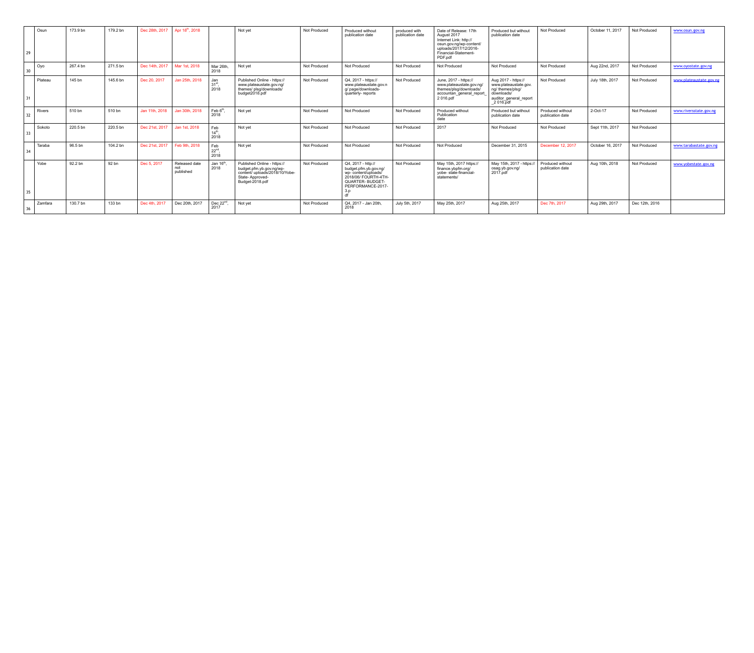| | | | | | | | | | | | | | | | | | |
|---|---|---|---|---|---|---|---|---|---|---|---|---|---|---|---|---|---|
| 29 | Osun | 173.9 bn | 179.2 bn | Dec 28th, 2017 | Apr 18th, 2018 | | Not yet | Not Produced | Produced without publication date | produced with publication date | Date of Release: 17th August 2017 Internet Link: http://osun.gov.ng/wp-content/uploads/2017/12/2016-Financial-Statement-PDF.pdf | Produced but without publication date | Not Produced | October 11, 2017 | Not Produced | www.osun.gov.ng |
| 30 | Oyo | 267.4 bn | 271.5 bn | Dec 14th, 2017 | Mar 1st, 2018 | Mar 26th, 2018 | Not yet | Not Produced | Not Produced | Not Produced | Not Produced | Not Produced | Not Produced | Aug 22nd, 2017 | Not Produced | www.oyostate.gov.ng |
| 31 | Plateau | 145 bn | 145.6 bn | Dec 20, 2017 | Jan 25th, 2018 | Jan 31st, 2018 | Published Online - https://www.plateaustate.gov.ng/themes/ plsg/downloads/budget2018.pdf | Not Produced | Q4, 2017 - https://www.plateaustate.gov.ng/ page/downloads-quarterly- reports | Not Produced | June, 2017 - https://www.plateaustate.gov.ng/themes/plsg/downloads/accountan_general_report_2 016.pdf | Aug 2017 - https://www.plateaustate.gov.ng/ themes/plsg/downloads/auditor_general_report_2 016.pdf | Not Produced | July 18th, 2017 | Not Produced | www.plateaustate.gov.ng |
| 32 | Rivers | 510 bn | 510 bn | Jan 11th, 2018 | Jan 30th, 2018 | Feb 6th, 2018 | Not yet | Not Produced | Not Produced | Not Produced | Produced without Publication date | Produced but without publication date | Produced without publication date | 2-Oct-17 | Not Produced | www.riversstate.gov.ng |
| 33 | Sokoto | 220.5 bn | 220.5 bn | Dec 21st, 2017 | Jan 1st, 2018 | Feb 14th, 2018 | Not yet | Not Produced | Not Produced | Not Produced | 2017 | Not Produced | Not Produced | Sept 11th, 2017 | Not Produced | |
| 34 | Taraba | 96.5 bn | 104.2 bn | Dec 21st, 2017 | Feb 9th, 2018 | Feb 22nd, 2018 | Not yet | Not Produced | Not Produced | Not Produced | Not Produced | December 31, 2015 | December 12, 2017 | October 16, 2017 | Not Produced | www.tarabastate.gov.ng |
| 35 | Yobe | 92.2 bn | 92 bn | Dec 5, 2017 | Released date not published | Jan 16th, 2018 | Published Online - https://budget.pfm.yb.gov.ng/wp-content/ uploads/2018/10/Yobe-State- Approved-Budget-2018.pdf | Not Produced | Q4, 2017 - http://budget.pfm.yb.gov.ng/wp- content/uploads/2018/06/ FOURTH-4TH-QUARTER- BUDGET-PERFORMANCE-2017-3.pdf | Not Produced | May 15th, 2017 https://finance.ybpfm.org/yobe- state-financial-statements/ | May 15th, 2017 - https://osag.yb.gov.ng/2017.pdf | Produced without publication date | Aug 10th, 2018 | Not Produced | www.yobestate.gov.ng |
| 36 | Zamfara | 130.7 bn | 133 bn | Dec 4th, 2017 | Dec 20th, 2017 | Dec 22nd, 2017 | Not yet | Not Produced | Q4, 2017 - Jan 20th, 2018 | July 5th, 2017 | May 25th, 2017 | Aug 25th, 2017 | Dec 7th, 2017 | Aug 29th, 2017 | Dec 12th, 2016 | |